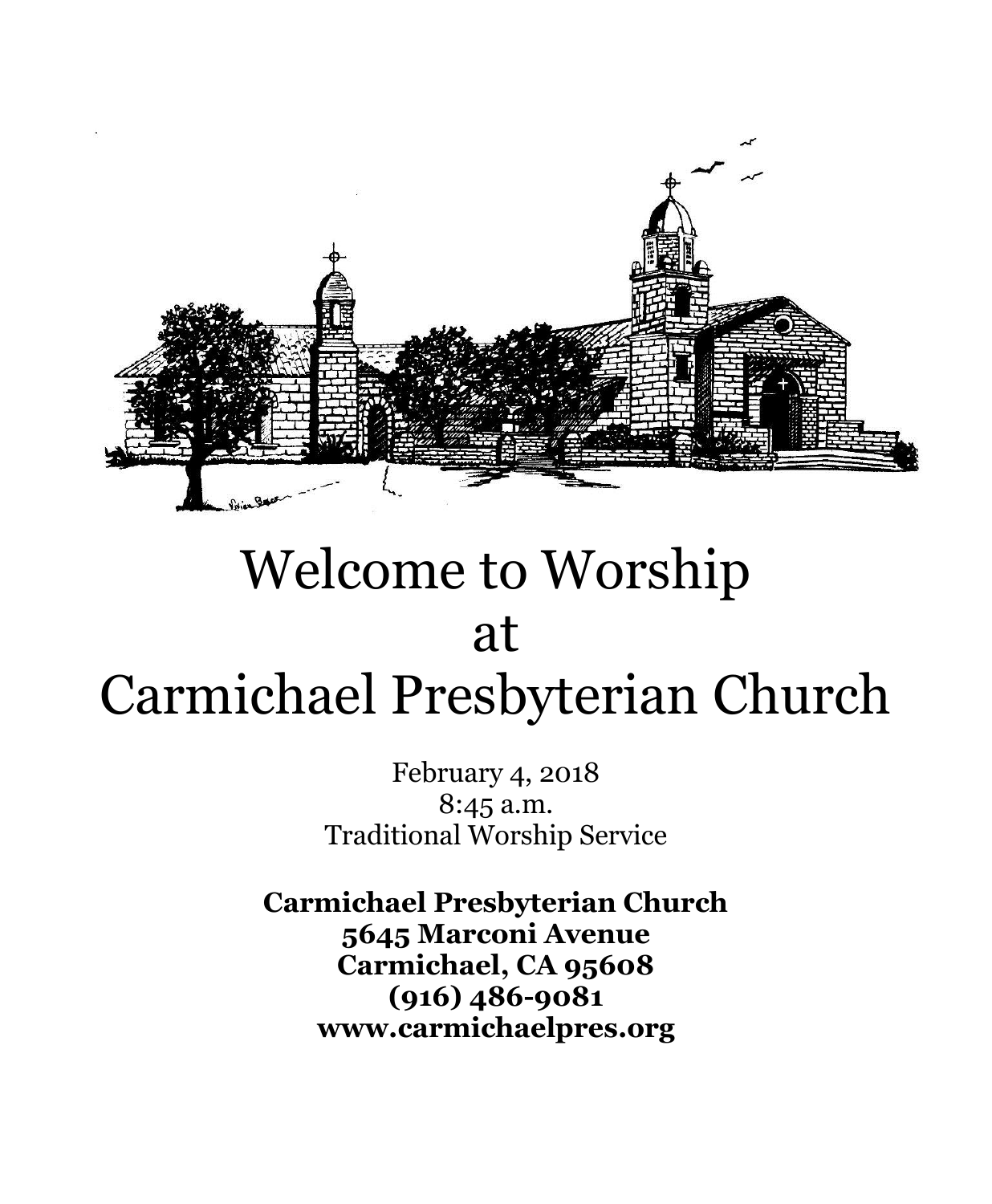# Welcome to Worship at Carmichael Presbyterian Church

February 4, 2018
8:45 a.m.
Traditional Worship Service

**Carmichael Presbyterian Church**
**5645 Marconi Avenue**
**Carmichael, CA 95608**
**(916) 486-9081**
**www.carmichaelpres.org**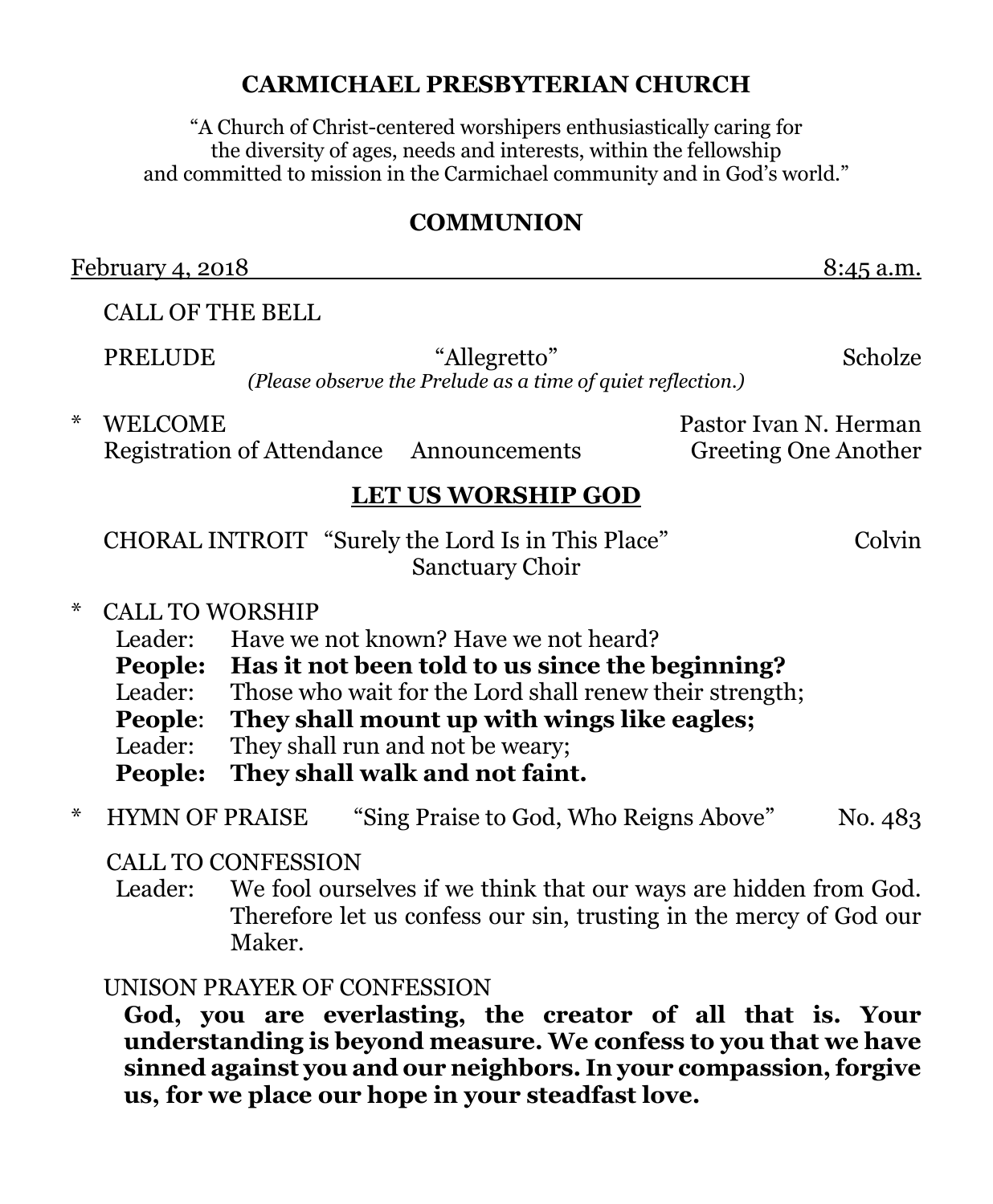# CARMICHAEL PRESBYTERIAN CHURCH

"A Church of Christ-centered worshipers enthusiastically caring for the diversity of ages, needs and interests, within the fellowship and committed to mission in the Carmichael community and in God's world."

## COMMUNION

February 4, 2018 — 8:45 a.m.

CALL OF THE BELL

PRELUDE — "Allegretto" — Scholze

*(Please observe the Prelude as a time of quiet reflection.)*

\* WELCOME — Pastor Ivan N. Herman

Registration of Attendance — Announcements — Greeting One Another

## LET US WORSHIP GOD

CHORAL INTROIT — "Surely the Lord Is in This Place" — Colvin

Sanctuary Choir

\* CALL TO WORSHIP

Leader: Have we not known? Have we not heard?

**People: Has it not been told to us since the beginning?**

Leader: Those who wait for the Lord shall renew their strength;

**People: They shall mount up with wings like eagles;**

Leader: They shall run and not be weary;

**People: They shall walk and not faint.**

\* HYMN OF PRAISE — "Sing Praise to God, Who Reigns Above" — No. 483

CALL TO CONFESSION

Leader: We fool ourselves if we think that our ways are hidden from God. Therefore let us confess our sin, trusting in the mercy of God our Maker.

UNISON PRAYER OF CONFESSION

**God, you are everlasting, the creator of all that is. Your understanding is beyond measure. We confess to you that we have sinned against you and our neighbors. In your compassion, forgive us, for we place our hope in your steadfast love.**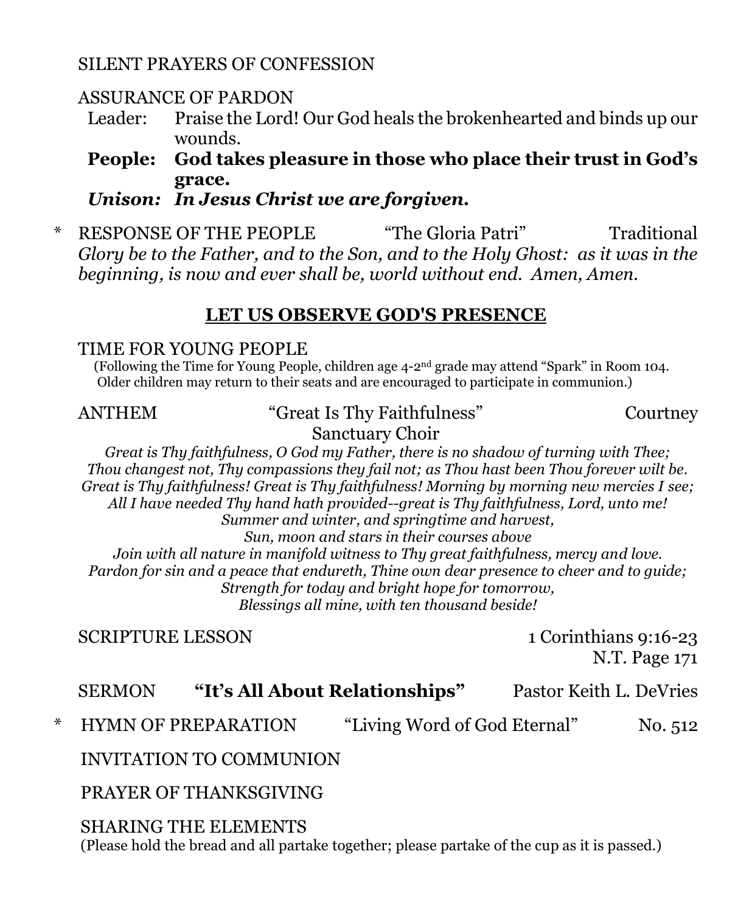SILENT PRAYERS OF CONFESSION

ASSURANCE OF PARDON

Leader: Praise the Lord! Our God heals the brokenhearted and binds up our wounds.

**People: God takes pleasure in those who place their trust in God's grace.**

***Unison: In Jesus Christ we are forgiven.***

\* RESPONSE OF THE PEOPLE "The Gloria Patri" Traditional

*Glory be to the Father, and to the Son, and to the Holy Ghost: as it was in the beginning, is now and ever shall be, world without end. Amen, Amen.*

## LET US OBSERVE GOD'S PRESENCE

TIME FOR YOUNG PEOPLE

(Following the Time for Young People, children age 4-2nd grade may attend "Spark" in Room 104. Older children may return to their seats and are encouraged to participate in communion.)

ANTHEM "Great Is Thy Faithfulness" Courtney

Sanctuary Choir

*Great is Thy faithfulness, O God my Father, there is no shadow of turning with Thee;*
*Thou changest not, Thy compassions they fail not; as Thou hast been Thou forever wilt be.*
*Great is Thy faithfulness! Great is Thy faithfulness! Morning by morning new mercies I see;*
*All I have needed Thy hand hath provided--great is Thy faithfulness, Lord, unto me!*
*Summer and winter, and springtime and harvest,*
*Sun, moon and stars in their courses above*
*Join with all nature in manifold witness to Thy great faithfulness, mercy and love.*
*Pardon for sin and a peace that endureth, Thine own dear presence to cheer and to guide;*
*Strength for today and bright hope for tomorrow,*
*Blessings all mine, with ten thousand beside!*

SCRIPTURE LESSON 1 Corinthians 9:16-23
N.T. Page 171

SERMON **"It's All About Relationships"** Pastor Keith L. DeVries

\* HYMN OF PREPARATION "Living Word of God Eternal" No. 512

INVITATION TO COMMUNION

PRAYER OF THANKSGIVING

SHARING THE ELEMENTS

(Please hold the bread and all partake together; please partake of the cup as it is passed.)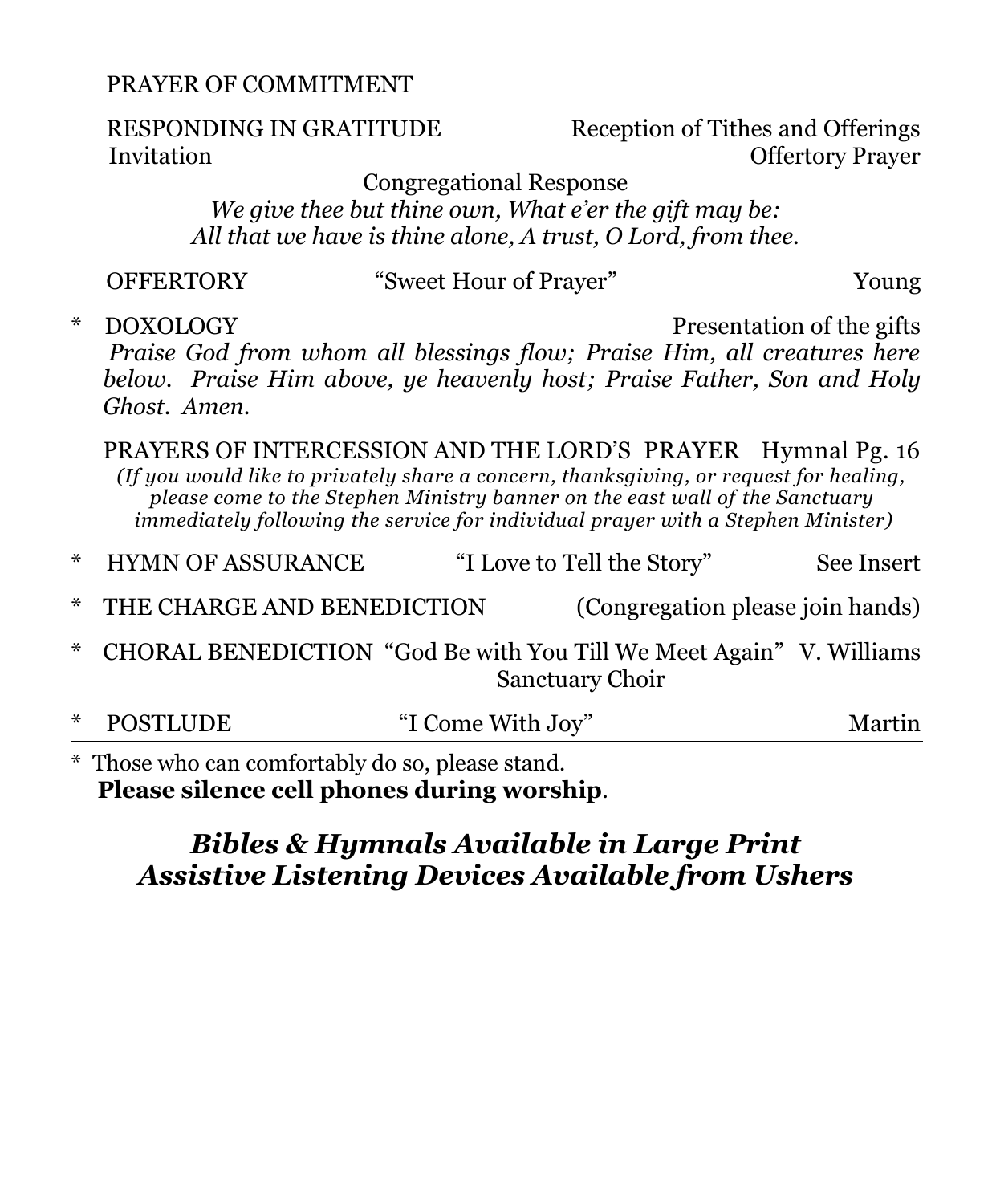PRAYER OF COMMITMENT

RESPONDING IN GRATITUDE — Reception of Tithes and Offerings

Invitation — Offertory Prayer

Congregational Response

*We give thee but thine own, What e'er the gift may be:*
*All that we have is thine alone, A trust, O Lord, from thee.*

OFFERTORY — "Sweet Hour of Prayer" — Young

\* DOXOLOGY — Presentation of the gifts

*Praise God from whom all blessings flow; Praise Him, all creatures here below. Praise Him above, ye heavenly host; Praise Father, Son and Holy Ghost. Amen.*

PRAYERS OF INTERCESSION AND THE LORD'S PRAYER — Hymnal Pg. 16

*(If you would like to privately share a concern, thanksgiving, or request for healing, please come to the Stephen Ministry banner on the east wall of the Sanctuary immediately following the service for individual prayer with a Stephen Minister)*

\* HYMN OF ASSURANCE — "I Love to Tell the Story" — See Insert

\* THE CHARGE AND BENEDICTION — (Congregation please join hands)

\* CHORAL BENEDICTION — "God Be with You Till We Meet Again" — V. Williams
Sanctuary Choir

\* POSTLUDE — "I Come With Joy" — Martin

---

\* Those who can comfortably do so, please stand.
**Please silence cell phones during worship**.

***Bibles & Hymnals Available in Large Print***
***Assistive Listening Devices Available from Ushers***